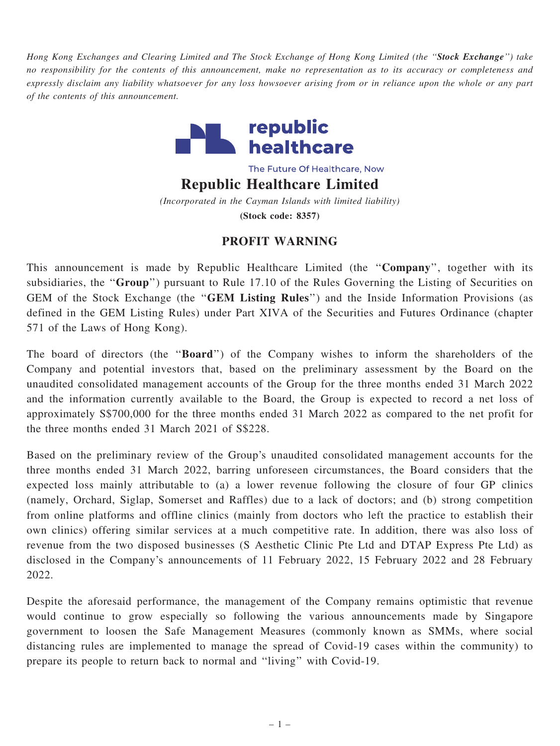*Hong Kong Exchanges and Clearing Limited and The Stock Exchange of Hong Kong Limited (the "**Stock Exchange**") take no responsibility for the contents of this announcement, make no representation as to its accuracy or completeness and expressly disclaim any liability whatsoever for any loss howsoever arising from or in reliance upon the whole or any part of the contents of this announcement.*

republic healthcare

The Future Of Healthcare, Now

# Republic Healthcare Limited

*(Incorporated in the Cayman Islands with limited liability)*

**(Stock code: 8357)**

## PROFIT WARNING

This announcement is made by Republic Healthcare Limited (the "**Company**", together with its subsidiaries, the "**Group**") pursuant to Rule 17.10 of the Rules Governing the Listing of Securities on GEM of the Stock Exchange (the "**GEM Listing Rules**") and the Inside Information Provisions (as defined in the GEM Listing Rules) under Part XIVA of the Securities and Futures Ordinance (chapter 571 of the Laws of Hong Kong).

The board of directors (the "**Board**") of the Company wishes to inform the shareholders of the Company and potential investors that, based on the preliminary assessment by the Board on the unaudited consolidated management accounts of the Group for the three months ended 31 March 2022 and the information currently available to the Board, the Group is expected to record a net loss of approximately S$700,000 for the three months ended 31 March 2022 as compared to the net profit for the three months ended 31 March 2021 of S$228.

Based on the preliminary review of the Group's unaudited consolidated management accounts for the three months ended 31 March 2022, barring unforeseen circumstances, the Board considers that the expected loss mainly attributable to (a) a lower revenue following the closure of four GP clinics (namely, Orchard, Siglap, Somerset and Raffles) due to a lack of doctors; and (b) strong competition from online platforms and offline clinics (mainly from doctors who left the practice to establish their own clinics) offering similar services at a much competitive rate. In addition, there was also loss of revenue from the two disposed businesses (S Aesthetic Clinic Pte Ltd and DTAP Express Pte Ltd) as disclosed in the Company's announcements of 11 February 2022, 15 February 2022 and 28 February 2022.

Despite the aforesaid performance, the management of the Company remains optimistic that revenue would continue to grow especially so following the various announcements made by Singapore government to loosen the Safe Management Measures (commonly known as SMMs, where social distancing rules are implemented to manage the spread of Covid-19 cases within the community) to prepare its people to return back to normal and "living" with Covid-19.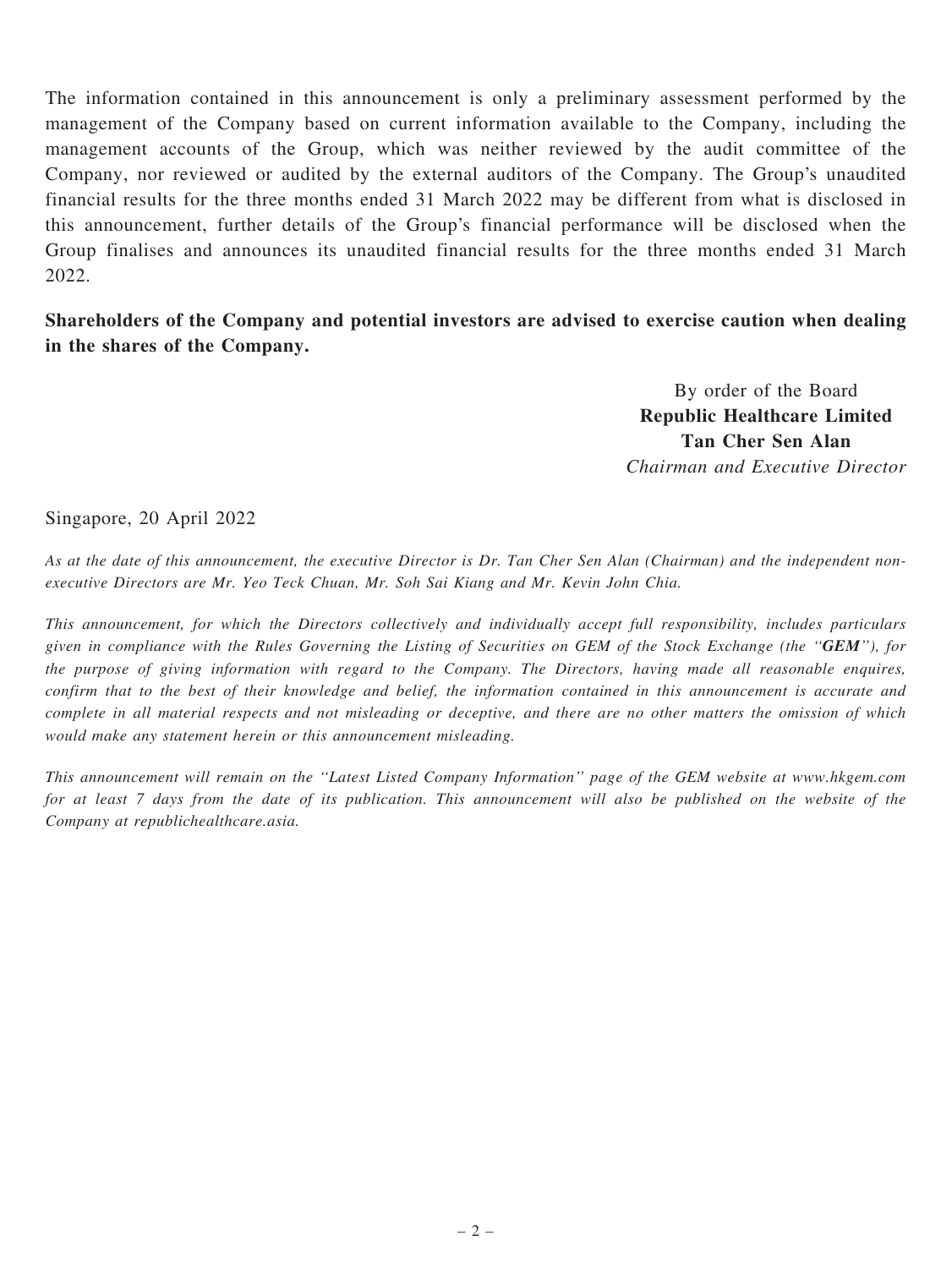The information contained in this announcement is only a preliminary assessment performed by the management of the Company based on current information available to the Company, including the management accounts of the Group, which was neither reviewed by the audit committee of the Company, nor reviewed or audited by the external auditors of the Company. The Group's unaudited financial results for the three months ended 31 March 2022 may be different from what is disclosed in this announcement, further details of the Group's financial performance will be disclosed when the Group finalises and announces its unaudited financial results for the three months ended 31 March 2022.

**Shareholders of the Company and potential investors are advised to exercise caution when dealing in the shares of the Company.**

By order of the Board
**Republic Healthcare Limited**
**Tan Cher Sen Alan**
*Chairman and Executive Director*

Singapore, 20 April 2022

*As at the date of this announcement, the executive Director is Dr. Tan Cher Sen Alan (Chairman) and the independent non-executive Directors are Mr. Yeo Teck Chuan, Mr. Soh Sai Kiang and Mr. Kevin John Chia.*

*This announcement, for which the Directors collectively and individually accept full responsibility, includes particulars given in compliance with the Rules Governing the Listing of Securities on GEM of the Stock Exchange (the "**GEM**"), for the purpose of giving information with regard to the Company. The Directors, having made all reasonable enquires, confirm that to the best of their knowledge and belief, the information contained in this announcement is accurate and complete in all material respects and not misleading or deceptive, and there are no other matters the omission of which would make any statement herein or this announcement misleading.*

*This announcement will remain on the "Latest Listed Company Information" page of the GEM website at www.hkgem.com for at least 7 days from the date of its publication. This announcement will also be published on the website of the Company at republichealthcare.asia.*